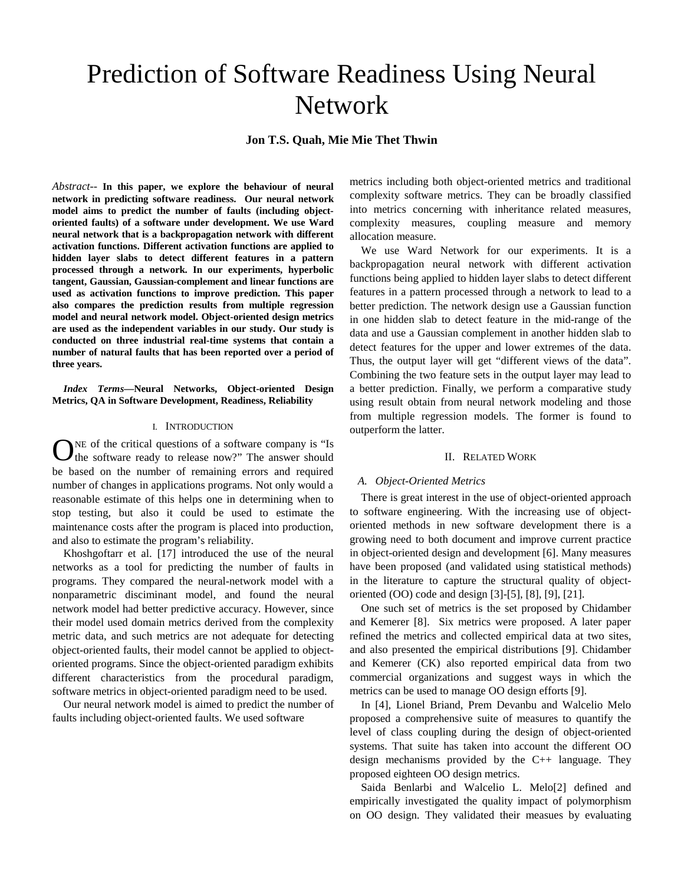# Prediction of Software Readiness Using Neural Network

**Jon T.S. Quah, Mie Mie Thet Thwin**

*Abstract*-- **In this paper, we explore the behaviour of neural network in predicting software readiness. Our neural network model aims to predict the number of faults (including object-oriented faults) of a software under development. We use Ward neural network that is a backpropagation network with different activation functions. Different activation functions are applied to hidden layer slabs to detect different features in a pattern processed through a network. In our experiments, hyperbolic tangent, Gaussian, Gaussian-complement and linear functions are used as activation functions to improve prediction. This paper also compares the prediction results from multiple regression model and neural network model. Object-oriented design metrics are used as the independent variables in our study. Our study is conducted on three industrial real-time systems that contain a number of natural faults that has been reported over a period of three years.**

***Index Terms*—Neural Networks, Object-oriented Design Metrics, QA in Software Development, Readiness, Reliability**

## I. Introduction

One of the critical questions of a software company is "Is the software ready to release now?" The answer should be based on the number of remaining errors and required number of changes in applications programs. Not only would a reasonable estimate of this helps one in determining when to stop testing, but also it could be used to estimate the maintenance costs after the program is placed into production, and also to estimate the program's reliability.

Khoshgoftarr et al. [17] introduced the use of the neural networks as a tool for predicting the number of faults in programs. They compared the neural-network model with a nonparametric disciminant model, and found the neural network model had better predictive accuracy. However, since their model used domain metrics derived from the complexity metric data, and such metrics are not adequate for detecting object-oriented faults, their model cannot be applied to object-oriented programs. Since the object-oriented paradigm exhibits different characteristics from the procedural paradigm, software metrics in object-oriented paradigm need to be used.

Our neural network model is aimed to predict the number of faults including object-oriented faults. We used software metrics including both object-oriented metrics and traditional complexity software metrics. They can be broadly classified into metrics concerning with inheritance related measures, complexity measures, coupling measure and memory allocation measure.

We use Ward Network for our experiments. It is a backpropagation neural network with different activation functions being applied to hidden layer slabs to detect different features in a pattern processed through a network to lead to a better prediction. The network design use a Gaussian function in one hidden slab to detect feature in the mid-range of the data and use a Gaussian complement in another hidden slab to detect features for the upper and lower extremes of the data. Thus, the output layer will get "different views of the data". Combining the two feature sets in the output layer may lead to a better prediction. Finally, we perform a comparative study using result obtain from neural network modeling and those from multiple regression models. The former is found to outperform the latter.

## II. Related Work

### A. Object-Oriented Metrics

There is great interest in the use of object-oriented approach to software engineering. With the increasing use of object-oriented methods in new software development there is a growing need to both document and improve current practice in object-oriented design and development [6]. Many measures have been proposed (and validated using statistical methods) in the literature to capture the structural quality of object-oriented (OO) code and design [3]-[5], [8], [9], [21].

One such set of metrics is the set proposed by Chidamber and Kemerer [8]. Six metrics were proposed. A later paper refined the metrics and collected empirical data at two sites, and also presented the empirical distributions [9]. Chidamber and Kemerer (CK) also reported empirical data from two commercial organizations and suggest ways in which the metrics can be used to manage OO design efforts [9].

In [4], Lionel Briand, Prem Devanbu and Walcelio Melo proposed a comprehensive suite of measures to quantify the level of class coupling during the design of object-oriented systems. That suite has taken into account the different OO design mechanisms provided by the C++ language. They proposed eighteen OO design metrics.

Saida Benlarbi and Walcelio L. Melo[2] defined and empirically investigated the quality impact of polymorphism on OO design. They validated their measues by evaluating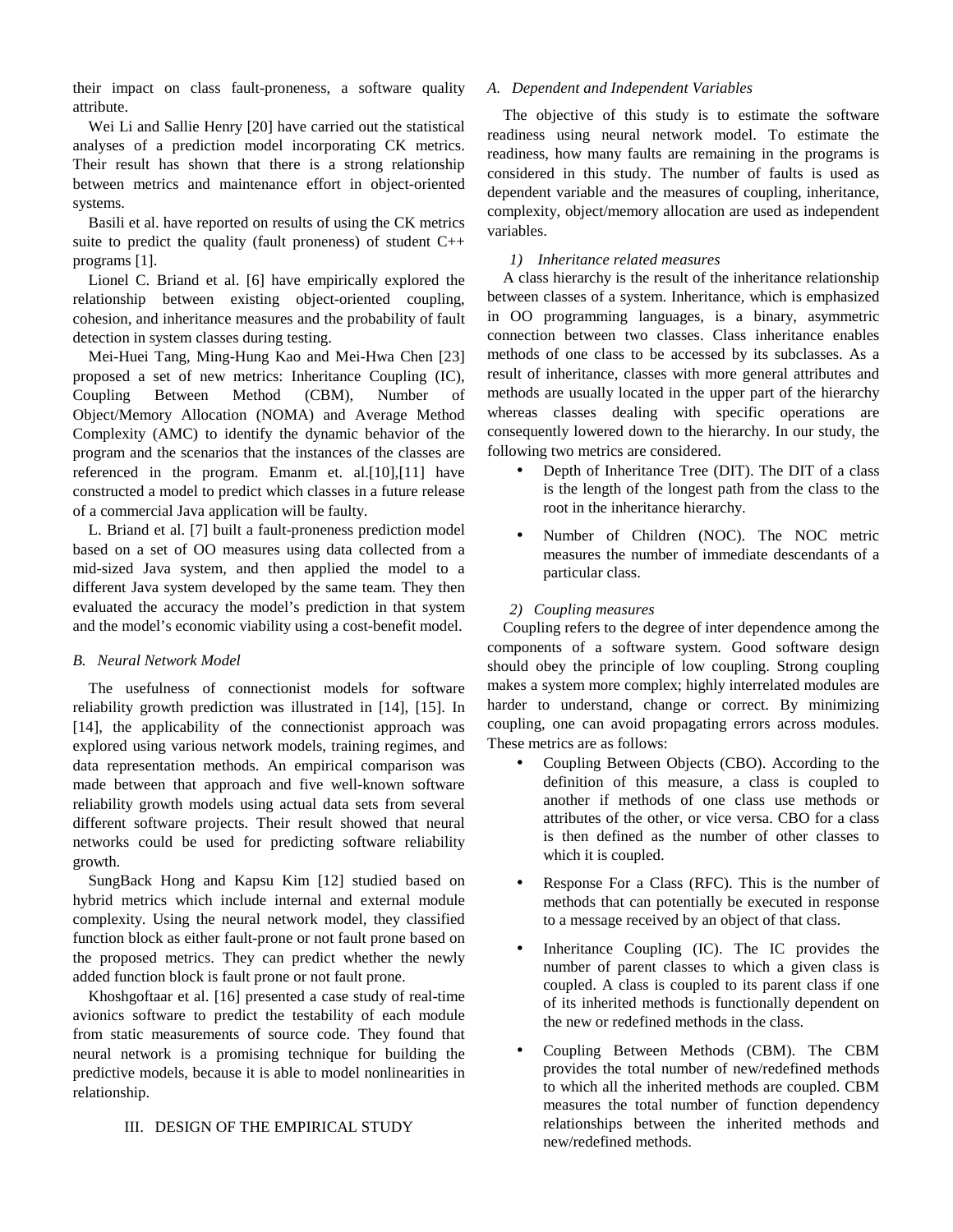their impact on class fault-proneness, a software quality attribute.

Wei Li and Sallie Henry [20] have carried out the statistical analyses of a prediction model incorporating CK metrics. Their result has shown that there is a strong relationship between metrics and maintenance effort in object-oriented systems.

Basili et al. have reported on results of using the CK metrics suite to predict the quality (fault proneness) of student C++ programs [1].

Lionel C. Briand et al. [6] have empirically explored the relationship between existing object-oriented coupling, cohesion, and inheritance measures and the probability of fault detection in system classes during testing.

Mei-Huei Tang, Ming-Hung Kao and Mei-Hwa Chen [23] proposed a set of new metrics: Inheritance Coupling (IC), Coupling Between Method (CBM), Number of Object/Memory Allocation (NOMA) and Average Method Complexity (AMC) to identify the dynamic behavior of the program and the scenarios that the instances of the classes are referenced in the program. Emanm et. al.[10],[11] have constructed a model to predict which classes in a future release of a commercial Java application will be faulty.

L. Briand et al. [7] built a fault-proneness prediction model based on a set of OO measures using data collected from a mid-sized Java system, and then applied the model to a different Java system developed by the same team. They then evaluated the accuracy the model's prediction in that system and the model's economic viability using a cost-benefit model.

### *B. Neural Network Model*

The usefulness of connectionist models for software reliability growth prediction was illustrated in [14], [15]. In [14], the applicability of the connectionist approach was explored using various network models, training regimes, and data representation methods. An empirical comparison was made between that approach and five well-known software reliability growth models using actual data sets from several different software projects. Their result showed that neural networks could be used for predicting software reliability growth.

SungBack Hong and Kapsu Kim [12] studied based on hybrid metrics which include internal and external module complexity. Using the neural network model, they classified function block as either fault-prone or not fault prone based on the proposed metrics. They can predict whether the newly added function block is fault prone or not fault prone.

Khoshgoftaar et al. [16] presented a case study of real-time avionics software to predict the testability of each module from static measurements of source code. They found that neural network is a promising technique for building the predictive models, because it is able to model nonlinearities in relationship.

## III. DESIGN OF THE EMPIRICAL STUDY

### *A. Dependent and Independent Variables*

The objective of this study is to estimate the software readiness using neural network model. To estimate the readiness, how many faults are remaining in the programs is considered in this study. The number of faults is used as dependent variable and the measures of coupling, inheritance, complexity, object/memory allocation are used as independent variables.

#### *1) Inheritance related measures*

A class hierarchy is the result of the inheritance relationship between classes of a system. Inheritance, which is emphasized in OO programming languages, is a binary, asymmetric connection between two classes. Class inheritance enables methods of one class to be accessed by its subclasses. As a result of inheritance, classes with more general attributes and methods are usually located in the upper part of the hierarchy whereas classes dealing with specific operations are consequently lowered down to the hierarchy. In our study, the following two metrics are considered.

- Depth of Inheritance Tree (DIT). The DIT of a class is the length of the longest path from the class to the root in the inheritance hierarchy.
- Number of Children (NOC). The NOC metric measures the number of immediate descendants of a particular class.

#### *2) Coupling measures*

Coupling refers to the degree of inter dependence among the components of a software system. Good software design should obey the principle of low coupling. Strong coupling makes a system more complex; highly interrelated modules are harder to understand, change or correct. By minimizing coupling, one can avoid propagating errors across modules. These metrics are as follows:

- Coupling Between Objects (CBO). According to the definition of this measure, a class is coupled to another if methods of one class use methods or attributes of the other, or vice versa. CBO for a class is then defined as the number of other classes to which it is coupled.
- Response For a Class (RFC). This is the number of methods that can potentially be executed in response to a message received by an object of that class.
- Inheritance Coupling (IC). The IC provides the number of parent classes to which a given class is coupled. A class is coupled to its parent class if one of its inherited methods is functionally dependent on the new or redefined methods in the class.
- Coupling Between Methods (CBM). The CBM provides the total number of new/redefined methods to which all the inherited methods are coupled. CBM measures the total number of function dependency relationships between the inherited methods and new/redefined methods.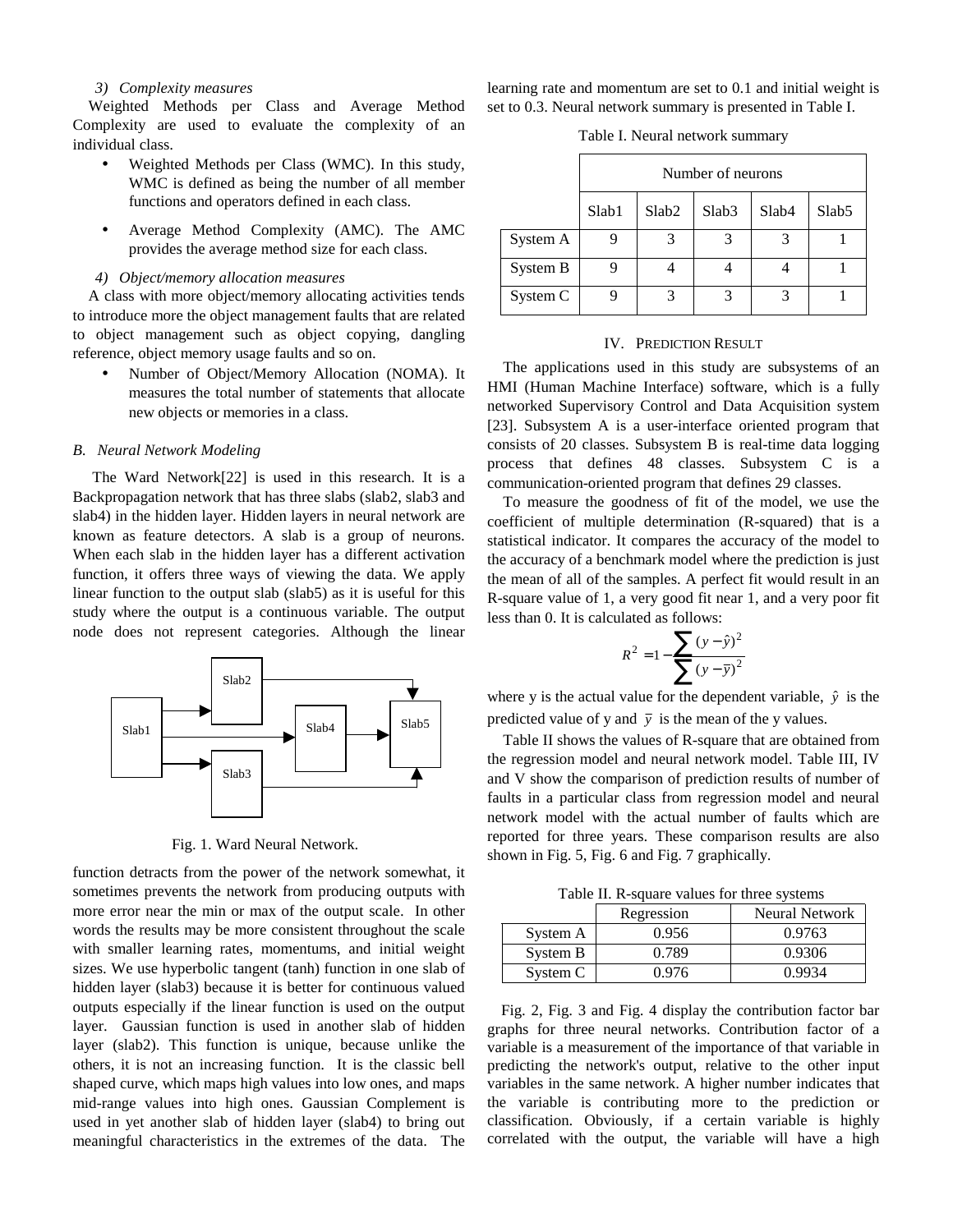#### 3) Complexity measures

Weighted Methods per Class and Average Method Complexity are used to evaluate the complexity of an individual class.

- Weighted Methods per Class (WMC). In this study, WMC is defined as being the number of all member functions and operators defined in each class.
- Average Method Complexity (AMC). The AMC provides the average method size for each class.

#### 4) Object/memory allocation measures

A class with more object/memory allocating activities tends to introduce more the object management faults that are related to object management such as object copying, dangling reference, object memory usage faults and so on.

- Number of Object/Memory Allocation (NOMA). It measures the total number of statements that allocate new objects or memories in a class.

### B. Neural Network Modeling

The Ward Network[22] is used in this research. It is a Backpropagation network that has three slabs (slab2, slab3 and slab4) in the hidden layer. Hidden layers in neural network are known as feature detectors. A slab is a group of neurons. When each slab in the hidden layer has a different activation function, it offers three ways of viewing the data. We apply linear function to the output slab (slab5) as it is useful for this study where the output is a continuous variable. The output node does not represent categories. Although the linear function detracts from the power of the network somewhat, it sometimes prevents the network from producing outputs with more error near the min or max of the output scale. In other words the results may be more consistent throughout the scale with smaller learning rates, momentums, and initial weight sizes. We use hyperbolic tangent (tanh) function in one slab of hidden layer (slab3) because it is better for continuous valued outputs especially if the linear function is used on the output layer. Gaussian function is used in another slab of hidden layer (slab2). This function is unique, because unlike the others, it is not an increasing function. It is the classic bell shaped curve, which maps high values into low ones, and maps mid-range values into high ones. Gaussian Complement is used in yet another slab of hidden layer (slab4) to bring out meaningful characteristics in the extremes of the data. The learning rate and momentum are set to 0.1 and initial weight is set to 0.3. Neural network summary is presented in Table I.

Fig. 1. Ward Neural Network.

Table I. Neural network summary

| | Number of neurons | | | | |
|---|---|---|---|---|---|
| | Slab1 | Slab2 | Slab3 | Slab4 | Slab5 |
| System A | 9 | 3 | 3 | 3 | 1 |
| System B | 9 | 4 | 4 | 4 | 1 |
| System C | 9 | 3 | 3 | 3 | 1 |

## IV. PREDICTION RESULT

The applications used in this study are subsystems of an HMI (Human Machine Interface) software, which is a fully networked Supervisory Control and Data Acquisition system [23]. Subsystem A is a user-interface oriented program that consists of 20 classes. Subsystem B is real-time data logging process that defines 48 classes. Subsystem C is a communication-oriented program that defines 29 classes.

To measure the goodness of fit of the model, we use the coefficient of multiple determination (R-squared) that is a statistical indicator. It compares the accuracy of the model to the accuracy of a benchmark model where the prediction is just the mean of all of the samples. A perfect fit would result in an R-square value of 1, a very good fit near 1, and a very poor fit less than 0. It is calculated as follows:

$$R^2 = 1 - \frac{\sum (y - \hat{y})^2}{\sum (y - \bar{y})^2}$$

where y is the actual value for the dependent variable, $\hat{y}$ is the predicted value of y and $\bar{y}$ is the mean of the y values.

Table II shows the values of R-square that are obtained from the regression model and neural network model. Table III, IV and V show the comparison of prediction results of number of faults in a particular class from regression model and neural network model with the actual number of faults which are reported for three years. These comparison results are also shown in Fig. 5, Fig. 6 and Fig. 7 graphically.

Table II. R-square values for three systems

| | Regression | Neural Network |
|---|---|---|
| System A | 0.956 | 0.9763 |
| System B | 0.789 | 0.9306 |
| System C | 0.976 | 0.9934 |

Fig. 2, Fig. 3 and Fig. 4 display the contribution factor bar graphs for three neural networks. Contribution factor of a variable is a measurement of the importance of that variable in predicting the network's output, relative to the other input variables in the same network. A higher number indicates that the variable is contributing more to the prediction or classification. Obviously, if a certain variable is highly correlated with the output, the variable will have a high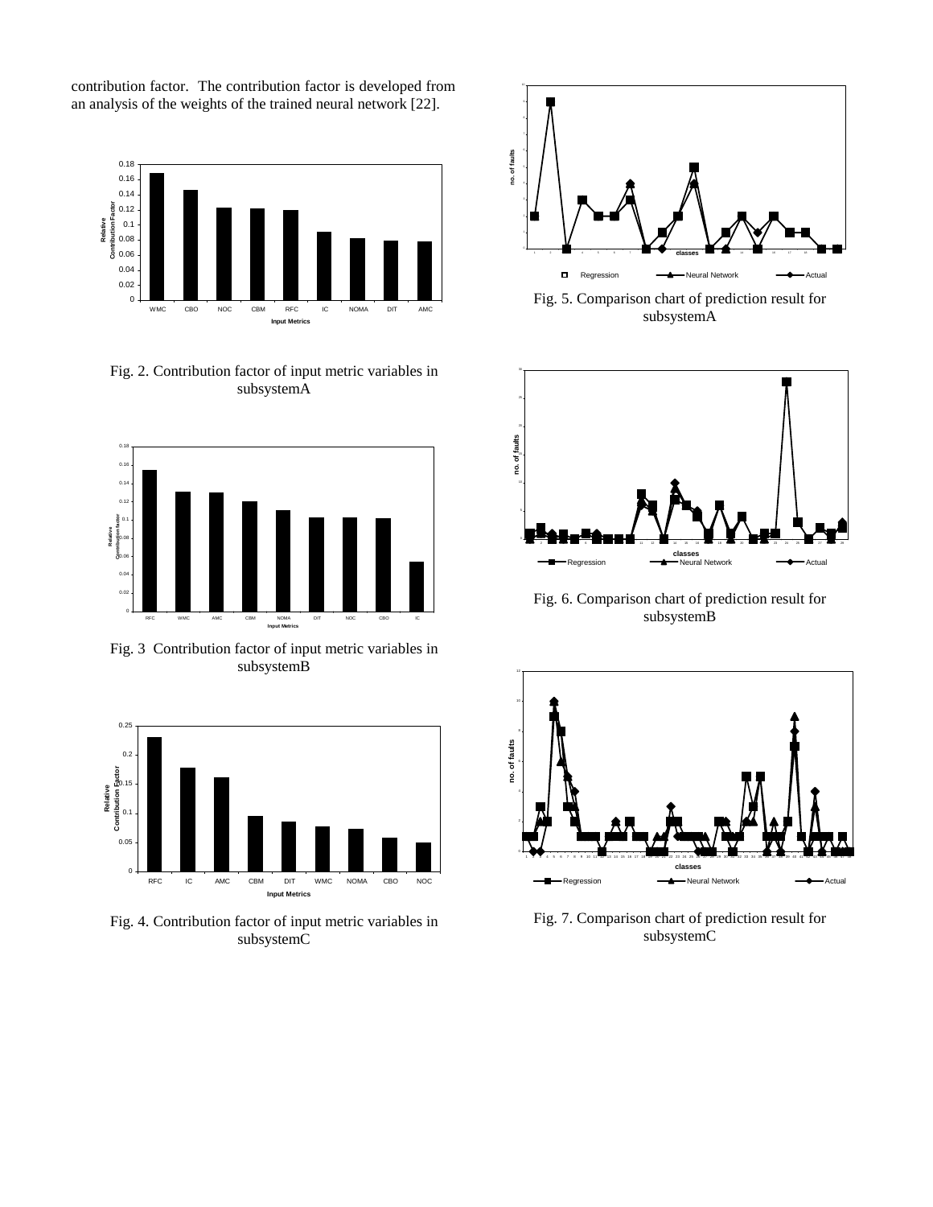contribution factor. The contribution factor is developed from an analysis of the weights of the trained neural network [22].

Fig. 2. Contribution factor of input metric variables in subsystemA

Fig. 3 Contribution factor of input metric variables in subsystemB

Fig. 4. Contribution factor of input metric variables in subsystemC

Fig. 5. Comparison chart of prediction result for subsystemA

Fig. 6. Comparison chart of prediction result for subsystemB

Fig. 7. Comparison chart of prediction result for subsystemC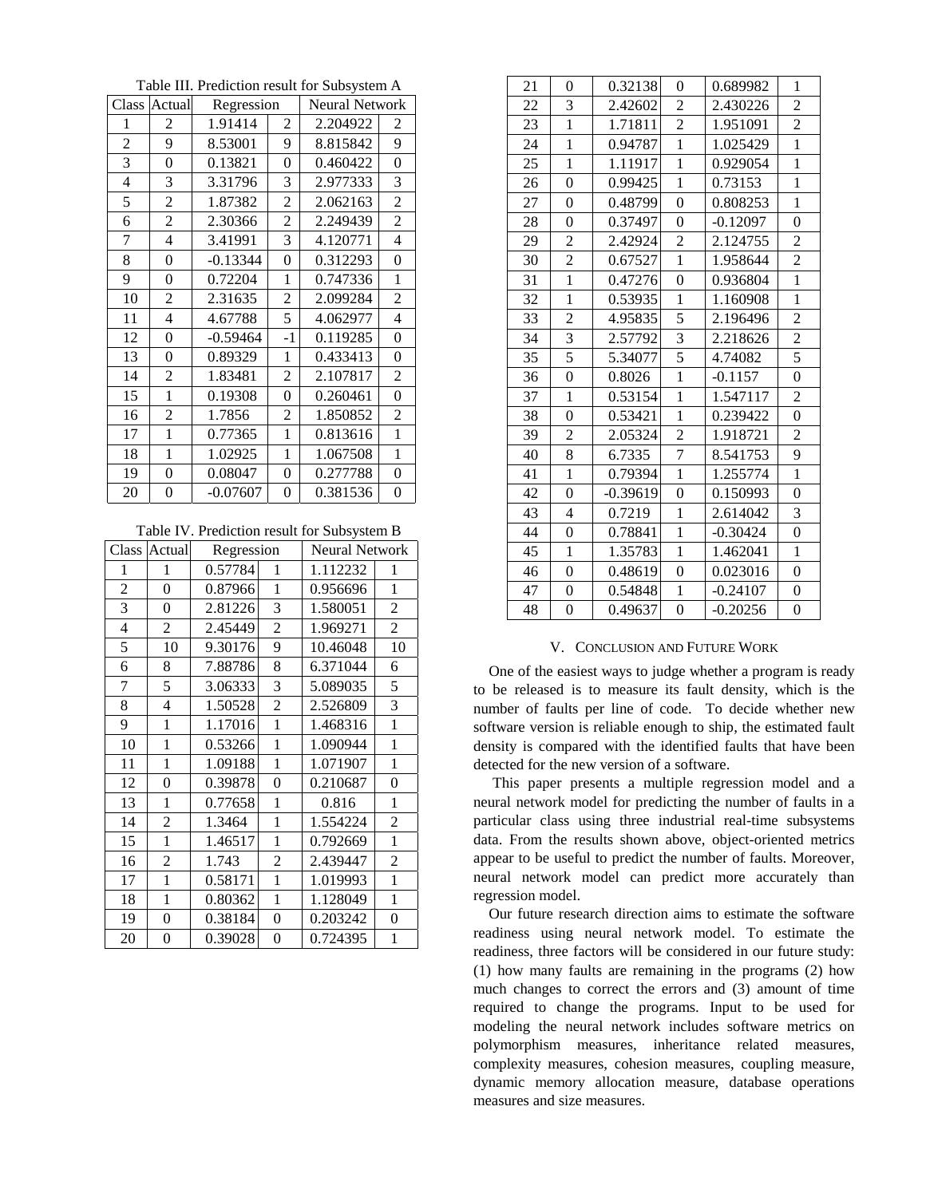Table III. Prediction result for Subsystem A

| Class | Actual | Regression | | Neural Network | |
|---|---|---|---|---|---|
| 1 | 2 | 1.91414 | 2 | 2.204922 | 2 |
| 2 | 9 | 8.53001 | 9 | 8.815842 | 9 |
| 3 | 0 | 0.13821 | 0 | 0.460422 | 0 |
| 4 | 3 | 3.31796 | 3 | 2.977333 | 3 |
| 5 | 2 | 1.87382 | 2 | 2.062163 | 2 |
| 6 | 2 | 2.30366 | 2 | 2.249439 | 2 |
| 7 | 4 | 3.41991 | 3 | 4.120771 | 4 |
| 8 | 0 | -0.13344 | 0 | 0.312293 | 0 |
| 9 | 0 | 0.72204 | 1 | 0.747336 | 1 |
| 10 | 2 | 2.31635 | 2 | 2.099284 | 2 |
| 11 | 4 | 4.67788 | 5 | 4.062977 | 4 |
| 12 | 0 | -0.59464 | -1 | 0.119285 | 0 |
| 13 | 0 | 0.89329 | 1 | 0.433413 | 0 |
| 14 | 2 | 1.83481 | 2 | 2.107817 | 2 |
| 15 | 1 | 0.19308 | 0 | 0.260461 | 0 |
| 16 | 2 | 1.7856 | 2 | 1.850852 | 2 |
| 17 | 1 | 0.77365 | 1 | 0.813616 | 1 |
| 18 | 1 | 1.02925 | 1 | 1.067508 | 1 |
| 19 | 0 | 0.08047 | 0 | 0.277788 | 0 |
| 20 | 0 | -0.07607 | 0 | 0.381536 | 0 |

Table IV. Prediction result for Subsystem B

| Class | Actual | Regression | | Neural Network | |
|---|---|---|---|---|---|
| 1 | 1 | 0.57784 | 1 | 1.112232 | 1 |
| 2 | 0 | 0.87966 | 1 | 0.956696 | 1 |
| 3 | 0 | 2.81226 | 3 | 1.580051 | 2 |
| 4 | 2 | 2.45449 | 2 | 1.969271 | 2 |
| 5 | 10 | 9.30176 | 9 | 10.46048 | 10 |
| 6 | 8 | 7.88786 | 8 | 6.371044 | 6 |
| 7 | 5 | 3.06333 | 3 | 5.089035 | 5 |
| 8 | 4 | 1.50528 | 2 | 2.526809 | 3 |
| 9 | 1 | 1.17016 | 1 | 1.468316 | 1 |
| 10 | 1 | 0.53266 | 1 | 1.090944 | 1 |
| 11 | 1 | 1.09188 | 1 | 1.071907 | 1 |
| 12 | 0 | 0.39878 | 0 | 0.210687 | 0 |
| 13 | 1 | 0.77658 | 1 | 0.816 | 1 |
| 14 | 2 | 1.3464 | 1 | 1.554224 | 2 |
| 15 | 1 | 1.46517 | 1 | 0.792669 | 1 |
| 16 | 2 | 1.743 | 2 | 2.439447 | 2 |
| 17 | 1 | 0.58171 | 1 | 1.019993 | 1 |
| 18 | 1 | 0.80362 | 1 | 1.128049 | 1 |
| 19 | 0 | 0.38184 | 0 | 0.203242 | 0 |
| 20 | 0 | 0.39028 | 0 | 0.724395 | 1 |
| 21 | 0 | 0.32138 | 0 | 0.689982 | 1 |
| 22 | 3 | 2.42602 | 2 | 2.430226 | 2 |
| 23 | 1 | 1.71811 | 2 | 1.951091 | 2 |
| 24 | 1 | 0.94787 | 1 | 1.025429 | 1 |
| 25 | 1 | 1.11917 | 1 | 0.929054 | 1 |
| 26 | 0 | 0.99425 | 1 | 0.73153 | 1 |
| 27 | 0 | 0.48799 | 0 | 0.808253 | 1 |
| 28 | 0 | 0.37497 | 0 | -0.12097 | 0 |
| 29 | 2 | 2.42924 | 2 | 2.124755 | 2 |
| 30 | 2 | 0.67527 | 1 | 1.958644 | 2 |
| 31 | 1 | 0.47276 | 0 | 0.936804 | 1 |
| 32 | 1 | 0.53935 | 1 | 1.160908 | 1 |
| 33 | 2 | 4.95835 | 5 | 2.196496 | 2 |
| 34 | 3 | 2.57792 | 3 | 2.218626 | 2 |
| 35 | 5 | 5.34077 | 5 | 4.74082 | 5 |
| 36 | 0 | 0.8026 | 1 | -0.1157 | 0 |
| 37 | 1 | 0.53154 | 1 | 1.547117 | 2 |
| 38 | 0 | 0.53421 | 1 | 0.239422 | 0 |
| 39 | 2 | 2.05324 | 2 | 1.918721 | 2 |
| 40 | 8 | 6.7335 | 7 | 8.541753 | 9 |
| 41 | 1 | 0.79394 | 1 | 1.255774 | 1 |
| 42 | 0 | -0.39619 | 0 | 0.150993 | 0 |
| 43 | 4 | 0.7219 | 1 | 2.614042 | 3 |
| 44 | 0 | 0.78841 | 1 | -0.30424 | 0 |
| 45 | 1 | 1.35783 | 1 | 1.462041 | 1 |
| 46 | 0 | 0.48619 | 0 | 0.023016 | 0 |
| 47 | 0 | 0.54848 | 1 | -0.24107 | 0 |
| 48 | 0 | 0.49637 | 0 | -0.20256 | 0 |

## V. Conclusion and Future Work

One of the easiest ways to judge whether a program is ready to be released is to measure its fault density, which is the number of faults per line of code. To decide whether new software version is reliable enough to ship, the estimated fault density is compared with the identified faults that have been detected for the new version of a software.

This paper presents a multiple regression model and a neural network model for predicting the number of faults in a particular class using three industrial real-time subsystems data. From the results shown above, object-oriented metrics appear to be useful to predict the number of faults. Moreover, neural network model can predict more accurately than regression model.

Our future research direction aims to estimate the software readiness using neural network model. To estimate the readiness, three factors will be considered in our future study: (1) how many faults are remaining in the programs (2) how much changes to correct the errors and (3) amount of time required to change the programs. Input to be used for modeling the neural network includes software metrics on polymorphism measures, inheritance related measures, complexity measures, cohesion measures, coupling measure, dynamic memory allocation measure, database operations measures and size measures.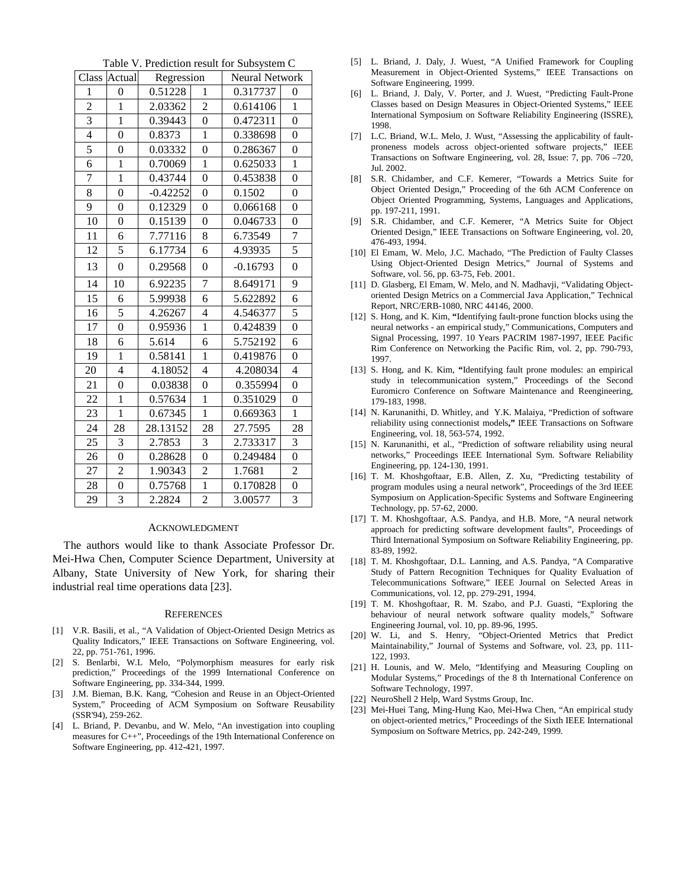Table V. Prediction result for Subsystem C

| Class | Actual | Regression | | Neural Network | |
|---|---|---|---|---|---|
| 1 | 0 | 0.51228 | 1 | 0.317737 | 0 |
| 2 | 1 | 2.03362 | 2 | 0.614106 | 1 |
| 3 | 1 | 0.39443 | 0 | 0.472311 | 0 |
| 4 | 0 | 0.8373 | 1 | 0.338698 | 0 |
| 5 | 0 | 0.03332 | 0 | 0.286367 | 0 |
| 6 | 1 | 0.70069 | 1 | 0.625033 | 1 |
| 7 | 1 | 0.43744 | 0 | 0.453838 | 0 |
| 8 | 0 | -0.42252 | 0 | 0.1502 | 0 |
| 9 | 0 | 0.12329 | 0 | 0.066168 | 0 |
| 10 | 0 | 0.15139 | 0 | 0.046733 | 0 |
| 11 | 6 | 7.77116 | 8 | 6.73549 | 7 |
| 12 | 5 | 6.17734 | 6 | 4.93935 | 5 |
| 13 | 0 | 0.29568 | 0 | -0.16793 | 0 |
| 14 | 10 | 6.92235 | 7 | 8.649171 | 9 |
| 15 | 6 | 5.99938 | 6 | 5.622892 | 6 |
| 16 | 5 | 4.26267 | 4 | 4.546377 | 5 |
| 17 | 0 | 0.95936 | 1 | 0.424839 | 0 |
| 18 | 6 | 5.614 | 6 | 5.752192 | 6 |
| 19 | 1 | 0.58141 | 1 | 0.419876 | 0 |
| 20 | 4 | 4.18052 | 4 | 4.208034 | 4 |
| 21 | 0 | 0.03838 | 0 | 0.355994 | 0 |
| 22 | 1 | 0.57634 | 1 | 0.351029 | 0 |
| 23 | 1 | 0.67345 | 1 | 0.669363 | 1 |
| 24 | 28 | 28.13152 | 28 | 27.7595 | 28 |
| 25 | 3 | 2.7853 | 3 | 2.733317 | 3 |
| 26 | 0 | 0.28628 | 0 | 0.249484 | 0 |
| 27 | 2 | 1.90343 | 2 | 1.7681 | 2 |
| 28 | 0 | 0.75768 | 1 | 0.170828 | 0 |
| 29 | 3 | 2.2824 | 2 | 3.00577 | 3 |

## ACKNOWLEDGMENT

The authors would like to thank Associate Professor Dr. Mei-Hwa Chen, Computer Science Department, University at Albany, State University of New York, for sharing their industrial real time operations data [23].

## REFERENCES

[1] V.R. Basili, et al., "A Validation of Object-Oriented Design Metrics as Quality Indicators," IEEE Transactions on Software Engineering, vol. 22, pp. 751-761, 1996.

[2] S. Benlarbi, W.L Melo, "Polymorphism measures for early risk prediction," Proceedings of the 1999 International Conference on Software Engineering, pp. 334-344, 1999.

[3] J.M. Bieman, B.K. Kang, "Cohesion and Reuse in an Object-Oriented System," Proceeding of ACM Symposium on Software Reusability (SSR'94), 259-262.

[4] L. Briand, P. Devanbu, and W. Melo, "An investigation into coupling measures for C++", Proceedings of the 19th International Conference on Software Engineering, pp. 412-421, 1997.

[5] L. Briand, J. Daly, J. Wuest, "A Unified Framework for Coupling Measurement in Object-Oriented Systems," IEEE Transactions on Software Engineering, 1999.

[6] L. Briand, J. Daly, V. Porter, and J. Wuest, "Predicting Fault-Prone Classes based on Design Measures in Object-Oriented Systems," IEEE International Symposium on Software Reliability Engineering (ISSRE), 1998.

[7] L.C. Briand, W.L. Melo, J. Wust, "Assessing the applicability of fault-proneness models across object-oriented software projects," IEEE Transactions on Software Engineering, vol. 28, Issue: 7, pp. 706 –720, Jul. 2002.

[8] S.R. Chidamber, and C.F. Kemerer, "Towards a Metrics Suite for Object Oriented Design," Proceeding of the 6th ACM Conference on Object Oriented Programming, Systems, Languages and Applications, pp. 197-211, 1991.

[9] S.R. Chidamber, and C.F. Kemerer, "A Metrics Suite for Object Oriented Design," IEEE Transactions on Software Engineering, vol. 20, 476-493, 1994.

[10] El Emam, W. Melo, J.C. Machado, "The Prediction of Faulty Classes Using Object-Oriented Design Metrics," Journal of Systems and Software, vol. 56, pp. 63-75, Feb. 2001.

[11] D. Glasberg, El Emam, W. Melo, and N. Madhavji, "Validating Object-oriented Design Metrics on a Commercial Java Application," Technical Report, NRC/ERB-1080, NRC 44146, 2000.

[12] S. Hong, and K. Kim, "Identifying fault-prone function blocks using the neural networks - an empirical study," Communications, Computers and Signal Processing, 1997. 10 Years PACRIM 1987-1997, IEEE Pacific Rim Conference on Networking the Pacific Rim, vol. 2, pp. 790-793, 1997.

[13] S. Hong, and K. Kim, "Identifying fault prone modules: an empirical study in telecommunication system," Proceedings of the Second Euromicro Conference on Software Maintenance and Reengineering, 179-183, 1998.

[14] N. Karunanithi, D. Whitley, and Y.K. Malaiya, "Prediction of software reliability using connectionist models," IEEE Transactions on Software Engineering, vol. 18, 563-574, 1992.

[15] N. Karunanithi, et al., "Prediction of software reliability using neural networks," Proceedings IEEE International Sym. Software Reliability Engineering, pp. 124-130, 1991.

[16] T. M. Khoshgoftaar, E.B. Allen, Z. Xu, "Predicting testability of program modules using a neural network", Proceedings of the 3rd IEEE Symposium on Application-Specific Systems and Software Engineering Technology, pp. 57-62, 2000.

[17] T. M. Khoshgoftaar, A.S. Pandya, and H.B. More, "A neural network approach for predicting software development faults", Proceedings of Third International Symposium on Software Reliability Engineering, pp. 83-89, 1992.

[18] T. M. Khoshgoftaar, D.L. Lanning, and A.S. Pandya, "A Comparative Study of Pattern Recognition Techniques for Quality Evaluation of Telecommunications Software," IEEE Journal on Selected Areas in Communications, vol. 12, pp. 279-291, 1994.

[19] T. M. Khoshgoftaar, R. M. Szabo, and P.J. Guasti, "Exploring the behaviour of neural network software quality models," Software Engineering Journal, vol. 10, pp. 89-96, 1995.

[20] W. Li, and S. Henry, "Object-Oriented Metrics that Predict Maintainability," Journal of Systems and Software, vol. 23, pp. 111-122, 1993.

[21] H. Lounis, and W. Melo, "Identifying and Measuring Coupling on Modular Systems," Procedings of the 8 th International Conference on Software Technology, 1997.

[22] NeuroShell 2 Help, Ward Systms Group, Inc.

[23] Mei-Huei Tang, Ming-Hung Kao, Mei-Hwa Chen, "An empirical study on object-oriented metrics," Proceedings of the Sixth IEEE International Symposium on Software Metrics, pp. 242-249, 1999.